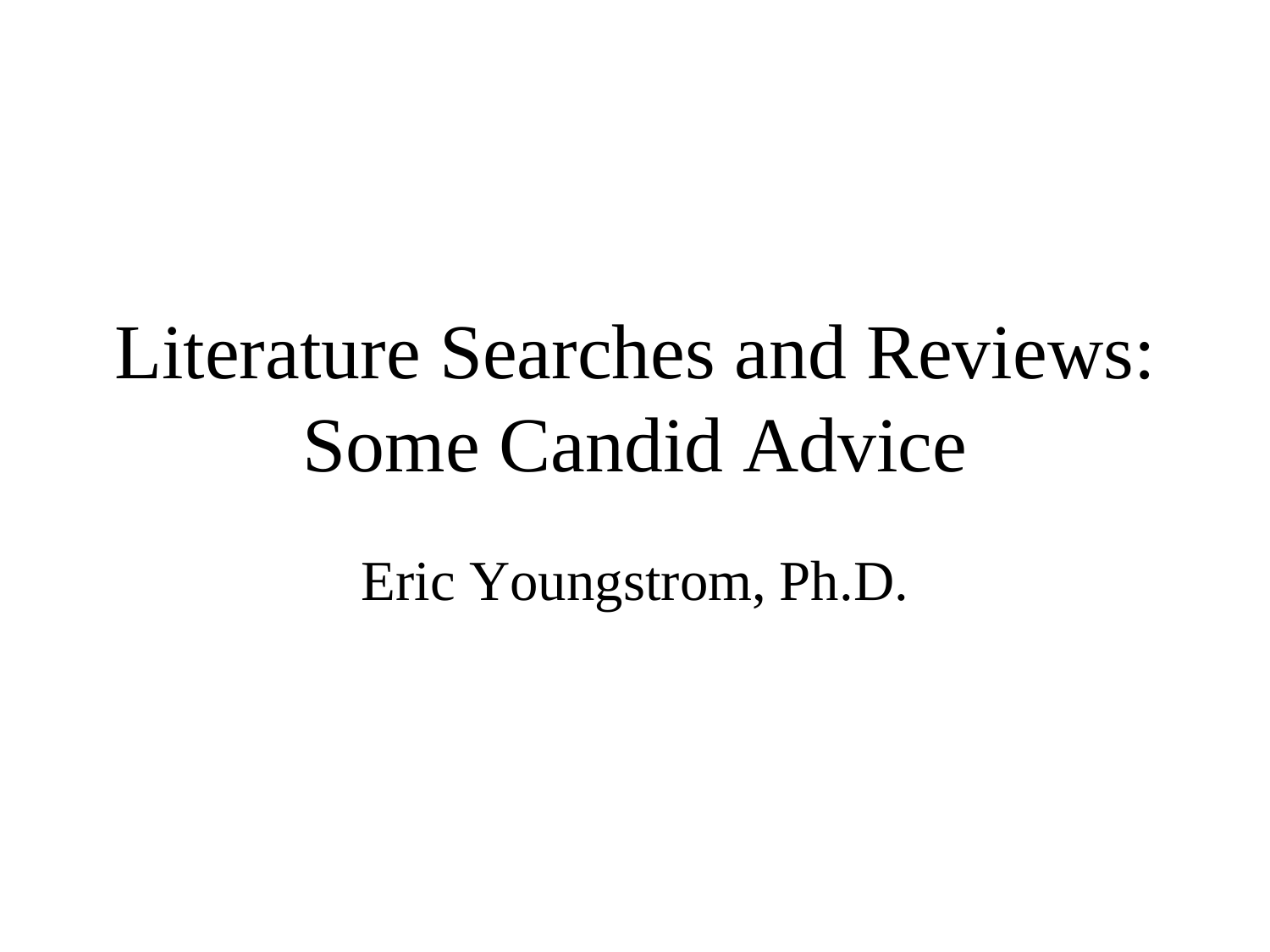# Literature Searches and Reviews: Some Candid Advice

Eric Youngstrom, Ph.D.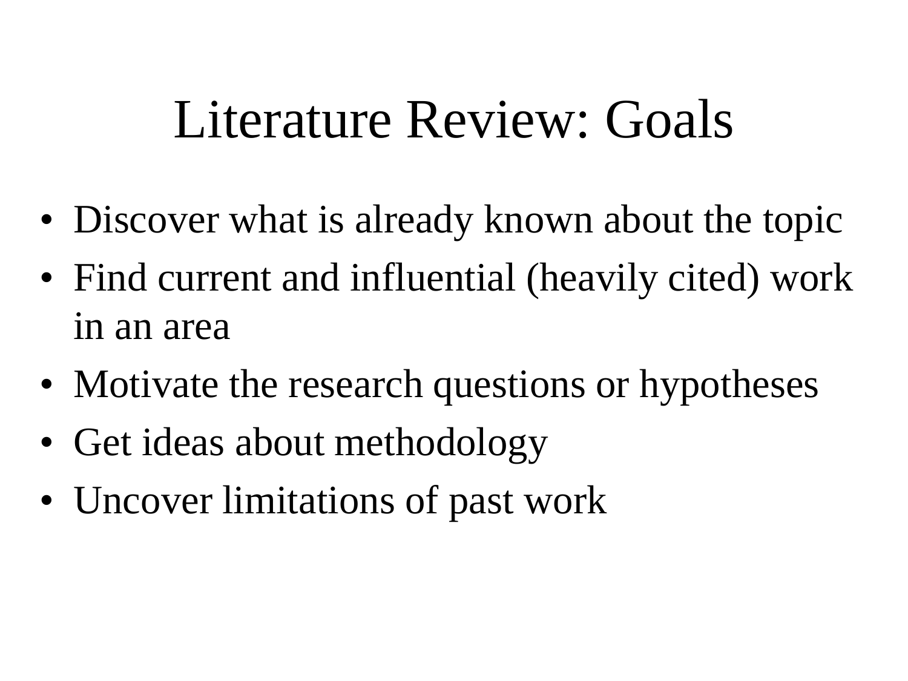# Literature Review: Goals

- Discover what is already known about the topic
- Find current and influential (heavily cited) work in an area
- Motivate the research questions or hypotheses
- Get ideas about methodology
- Uncover limitations of past work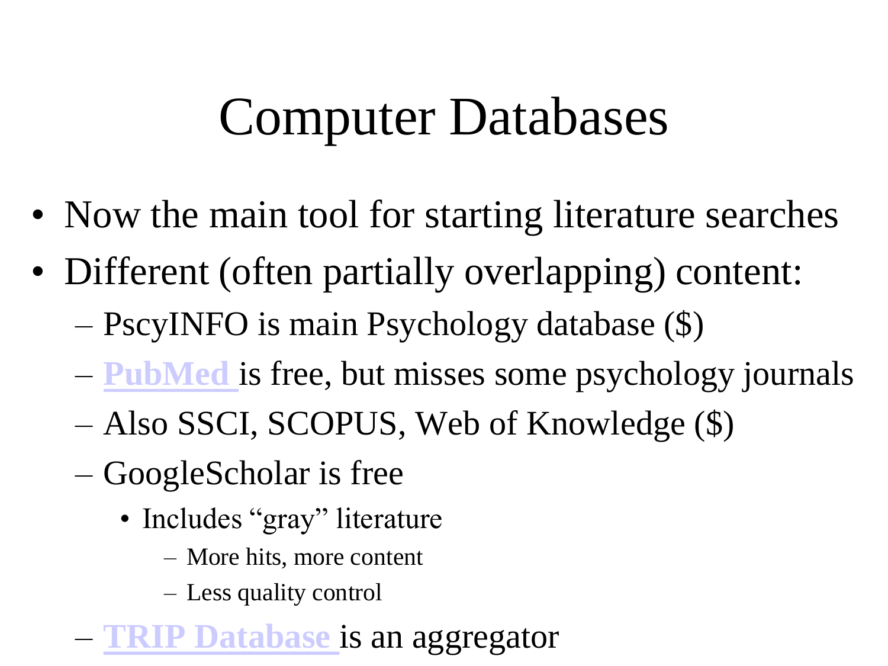# Computer Databases

- Now the main tool for starting literature searches
- Different (often partially overlapping) content:
  - PscyINFO is main Psychology database ($)
  - PubMed is free, but misses some psychology journals
  - Also SSCI, SCOPUS, Web of Knowledge ($)
  - GoogleScholar is free
    - Includes "gray" literature
      - More hits, more content
      - Less quality control
  - TRIP Database is an aggregator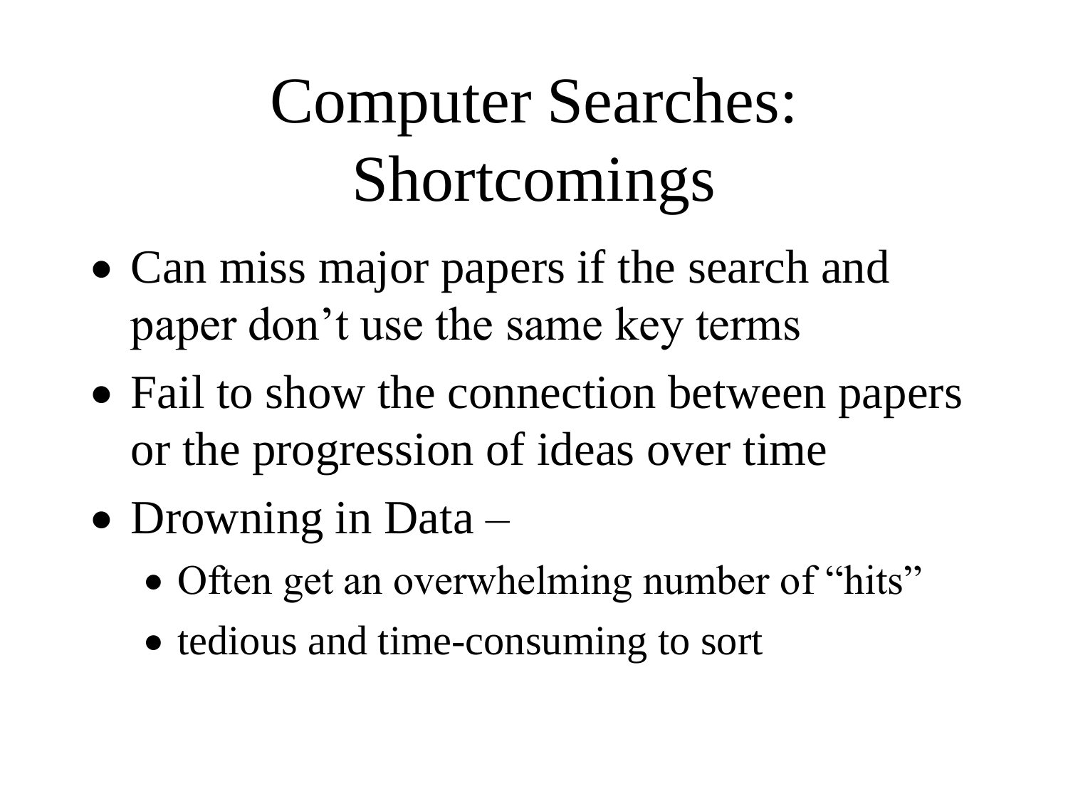# Computer Searches: Shortcomings

- Can miss major papers if the search and paper don’t use the same key terms
- Fail to show the connection between papers or the progression of ideas over time
- Drowning in Data –
  - Often get an overwhelming number of “hits”
  - tedious and time-consuming to sort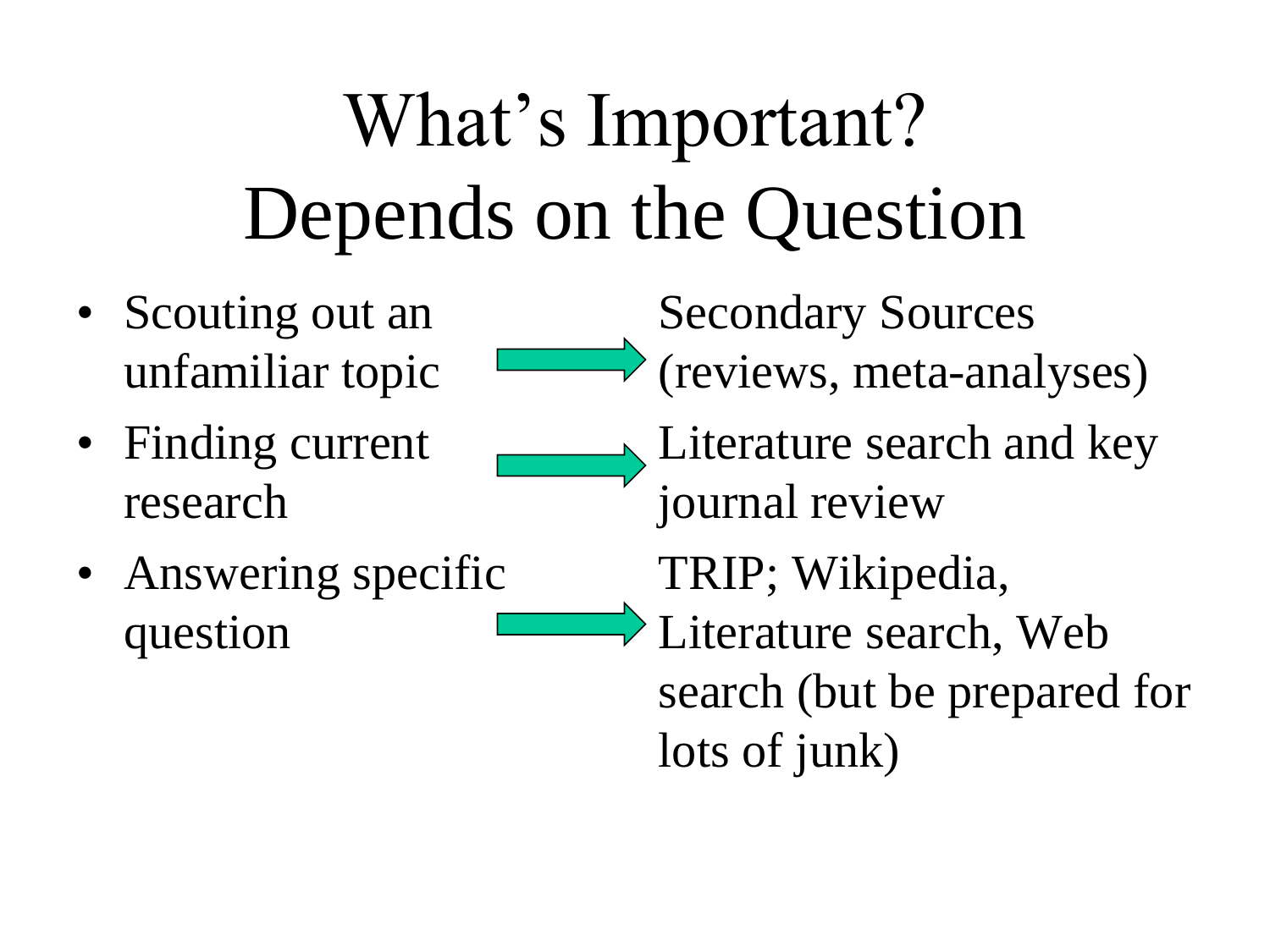# What's Important? Depends on the Question

- Scouting out an unfamiliar topic → Secondary Sources (reviews, meta-analyses)
- Finding current research → Literature search and key journal review
- Answering specific question → TRIP; Wikipedia, Literature search, Web search (but be prepared for lots of junk)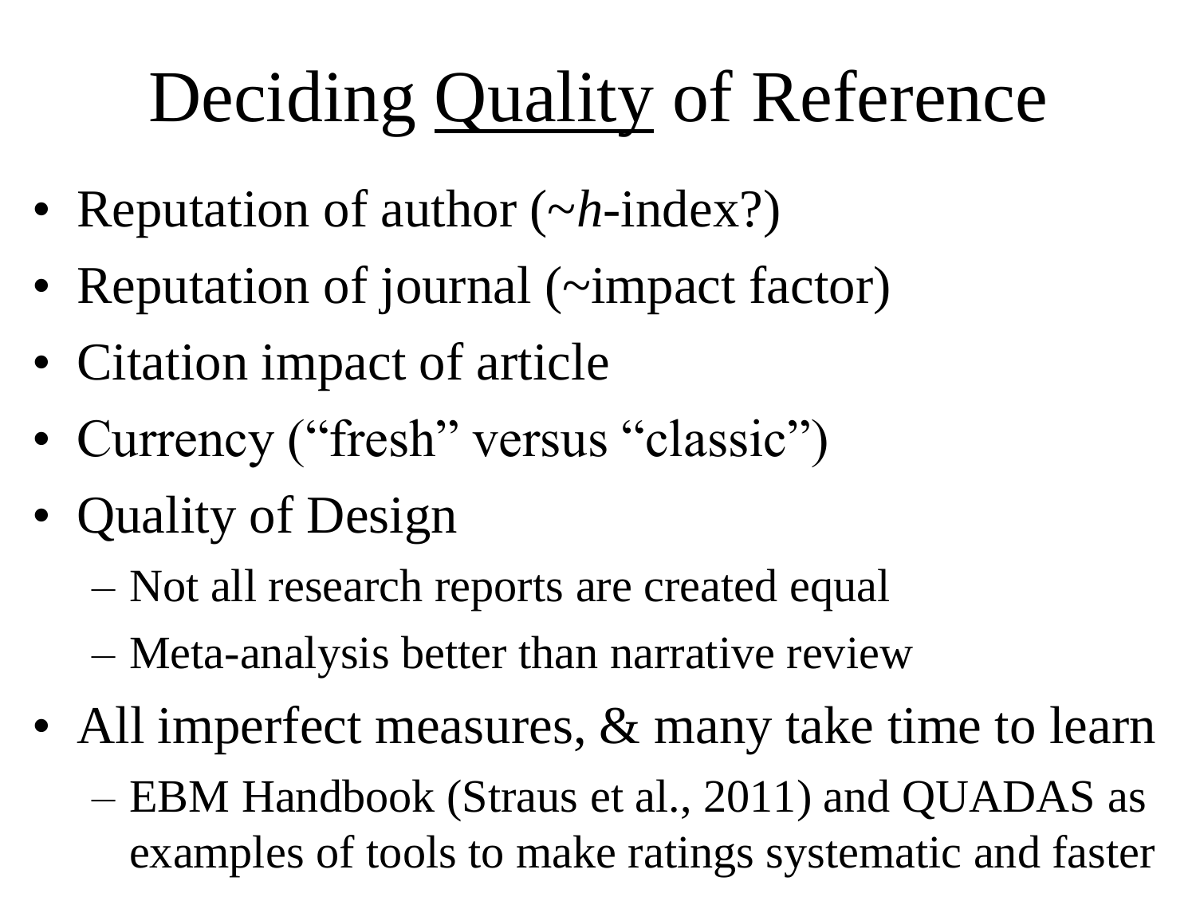# Deciding <u>Quality</u> of Reference

- Reputation of author (~*h*-index?)
- Reputation of journal (~impact factor)
- Citation impact of article
- Currency ("fresh" versus "classic")
- Quality of Design
  - Not all research reports are created equal
  - Meta-analysis better than narrative review
- All imperfect measures, & many take time to learn
  - EBM Handbook (Straus et al., 2011) and QUADAS as examples of tools to make ratings systematic and faster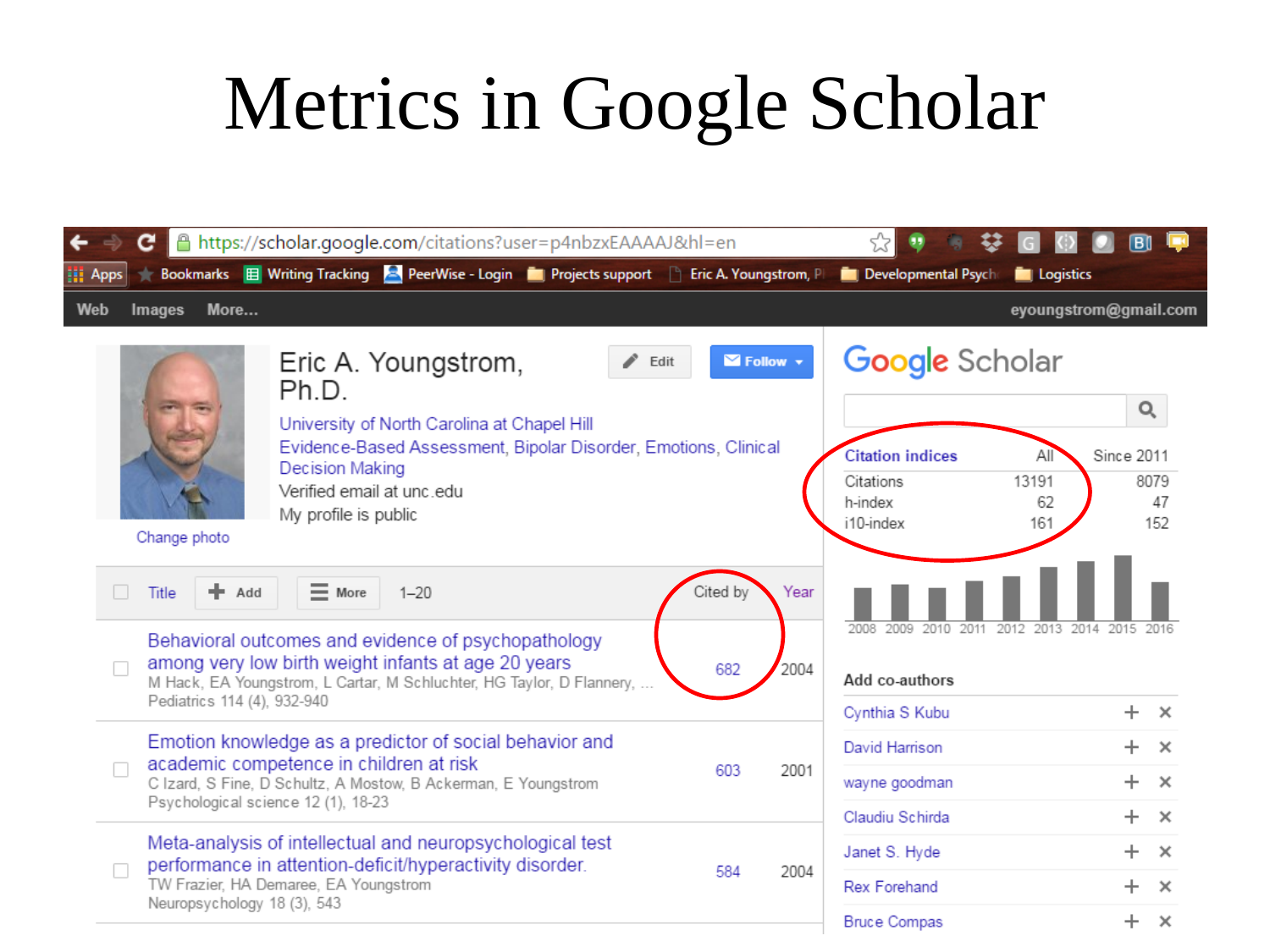# Metrics in Google Scholar

https://scholar.google.com/citations?user=p4nbzxEAAAAJ&hl=en

**Eric A. Youngstrom, Ph.D.**

University of North Carolina at Chapel Hill
Evidence-Based Assessment, Bipolar Disorder, Emotions, Clinical Decision Making
Verified email at unc.edu
My profile is public

| Citation indices | All | Since 2011 |
|---|---|---|
| Citations | 13191 | 8079 |
| h-index | 62 | 47 |
| i10-index | 161 | 152 |

| Title | Cited by | Year |
|---|---|---|
| Behavioral outcomes and evidence of psychopathology among very low birth weight infants at age 20 years<br>M Hack, EA Youngstrom, L Cartar, M Schluchter, HG Taylor, D Flannery, ...<br>Pediatrics 114 (4), 932-940 | 682 | 2004 |
| Emotion knowledge as a predictor of social behavior and academic competence in children at risk<br>C Izard, S Fine, D Schultz, A Mostow, B Ackerman, E Youngstrom<br>Psychological science 12 (1), 18-23 | 603 | 2001 |
| Meta-analysis of intellectual and neuropsychological test performance in attention-deficit/hyperactivity disorder.<br>TW Frazier, HA Demaree, EA Youngstrom<br>Neuropsychology 18 (3), 543 | 584 | 2004 |

Add co-authors: Cynthia S Kubu, David Harrison, wayne goodman, Claudiu Schirda, Janet S. Hyde, Rex Forehand, Bruce Compas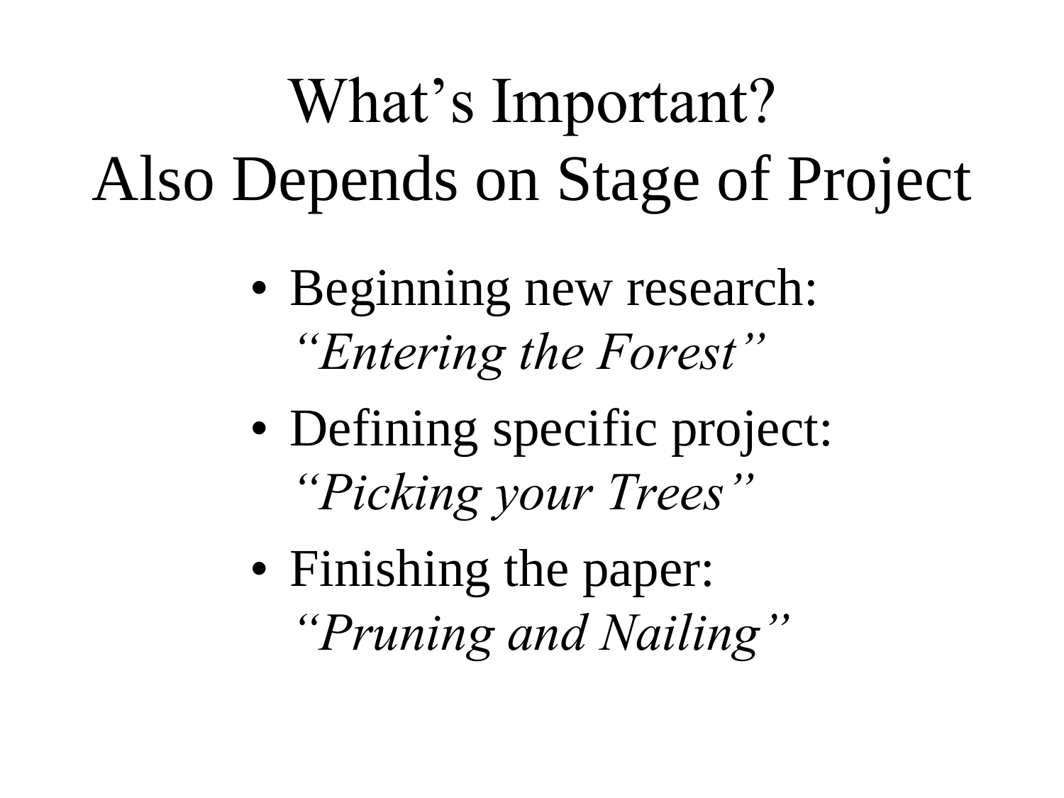# What’s Important? Also Depends on Stage of Project

- Beginning new research: *“Entering the Forest”*
- Defining specific project: *“Picking your Trees”*
- Finishing the paper: *“Pruning and Nailing”*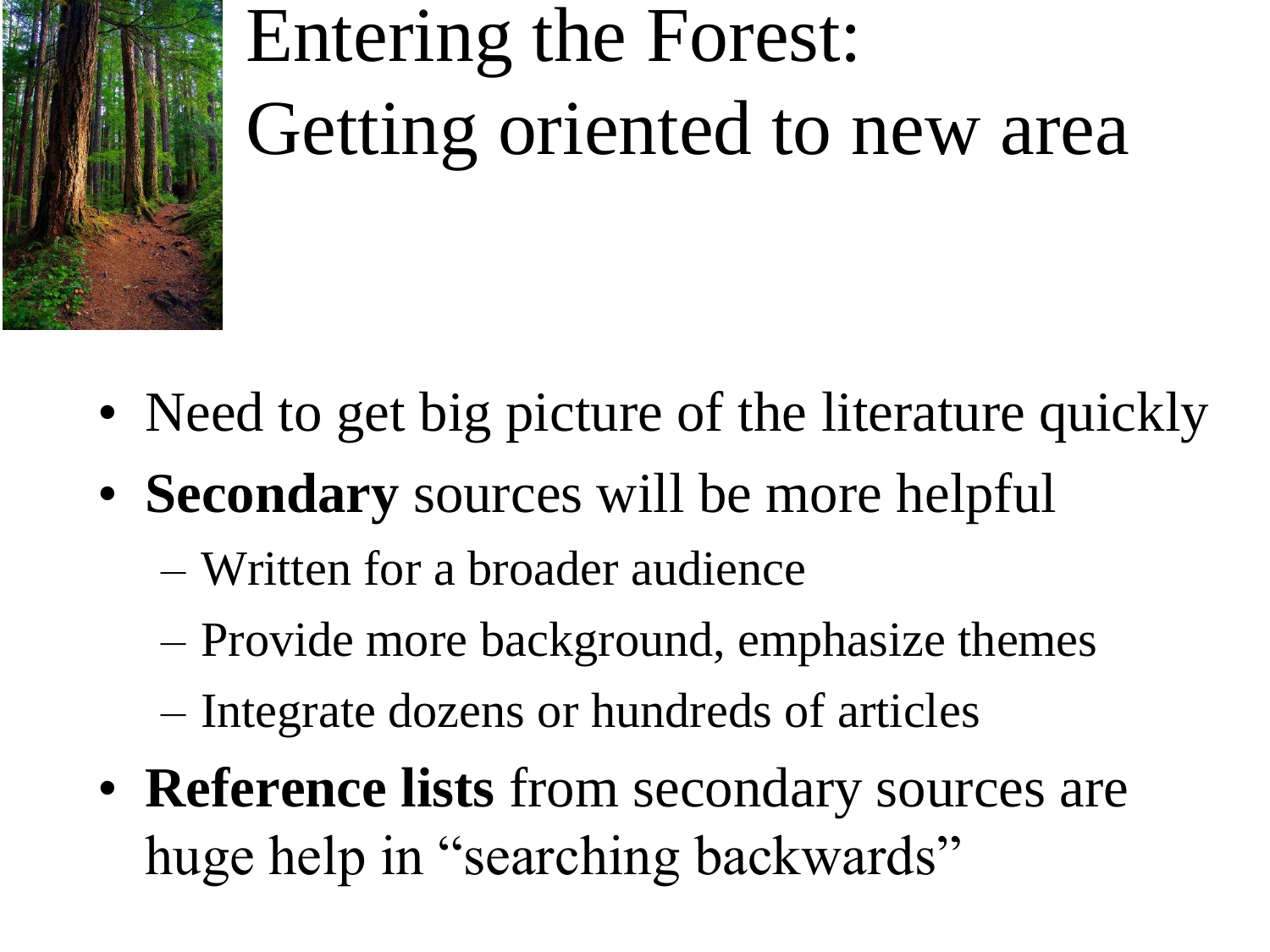# Entering the Forest: Getting oriented to new area

- Need to get big picture of the literature quickly
- **Secondary** sources will be more helpful
  - Written for a broader audience
  - Provide more background, emphasize themes
  - Integrate dozens or hundreds of articles
- **Reference lists** from secondary sources are huge help in "searching backwards"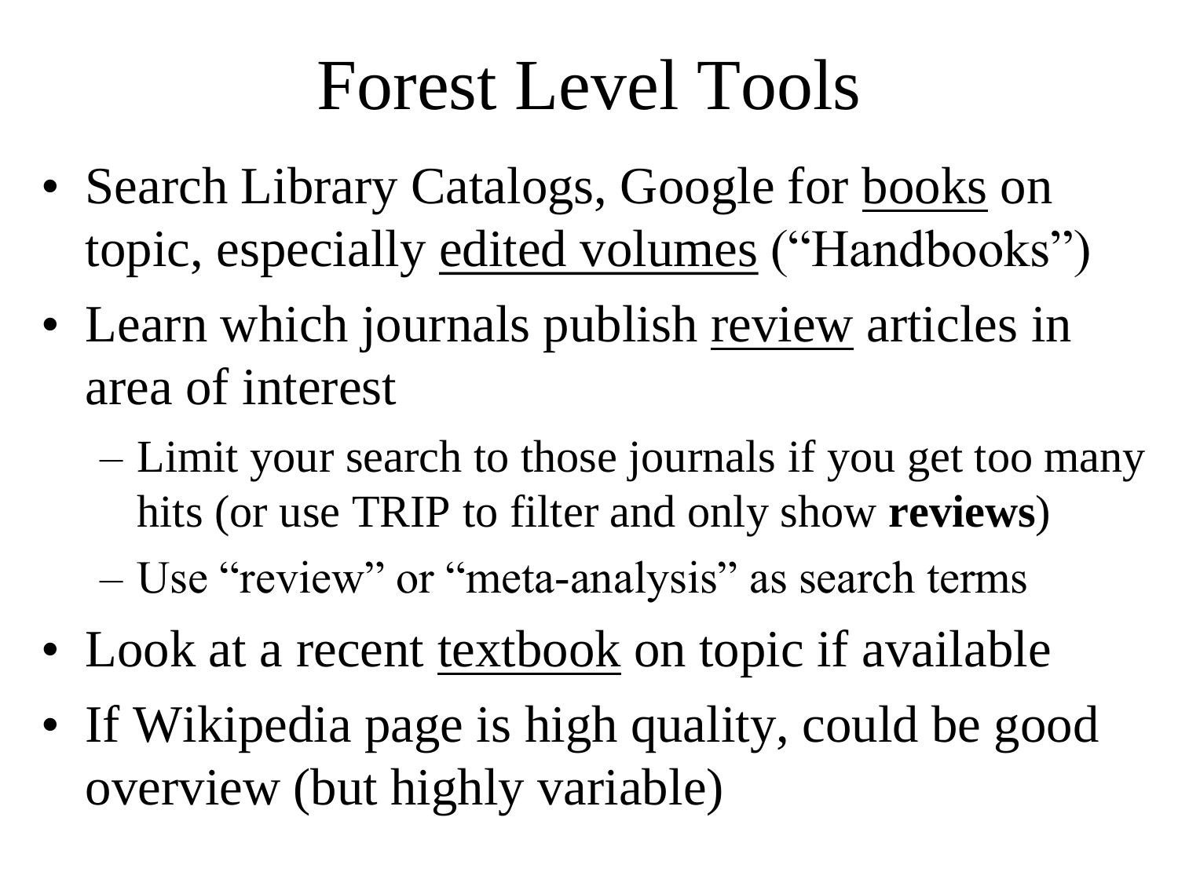# Forest Level Tools

- Search Library Catalogs, Google for <u>books</u> on topic, especially <u>edited volumes</u> ("Handbooks")
- Learn which journals publish <u>review</u> articles in area of interest
  - Limit your search to those journals if you get too many hits (or use TRIP to filter and only show **reviews**)
  - Use "review" or "meta-analysis" as search terms
- Look at a recent <u>textbook</u> on topic if available
- If Wikipedia page is high quality, could be good overview (but highly variable)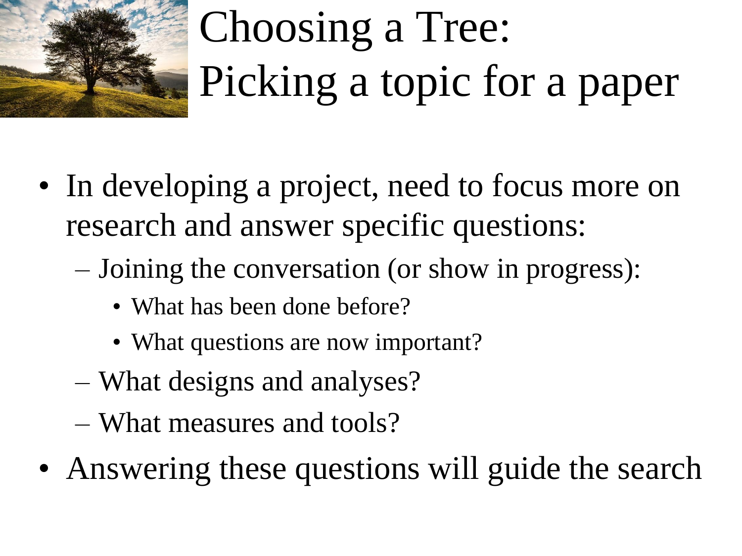# Choosing a Tree: Picking a topic for a paper

- In developing a project, need to focus more on research and answer specific questions:
  - Joining the conversation (or show in progress):
    - What has been done before?
    - What questions are now important?
  - What designs and analyses?
  - What measures and tools?
- Answering these questions will guide the search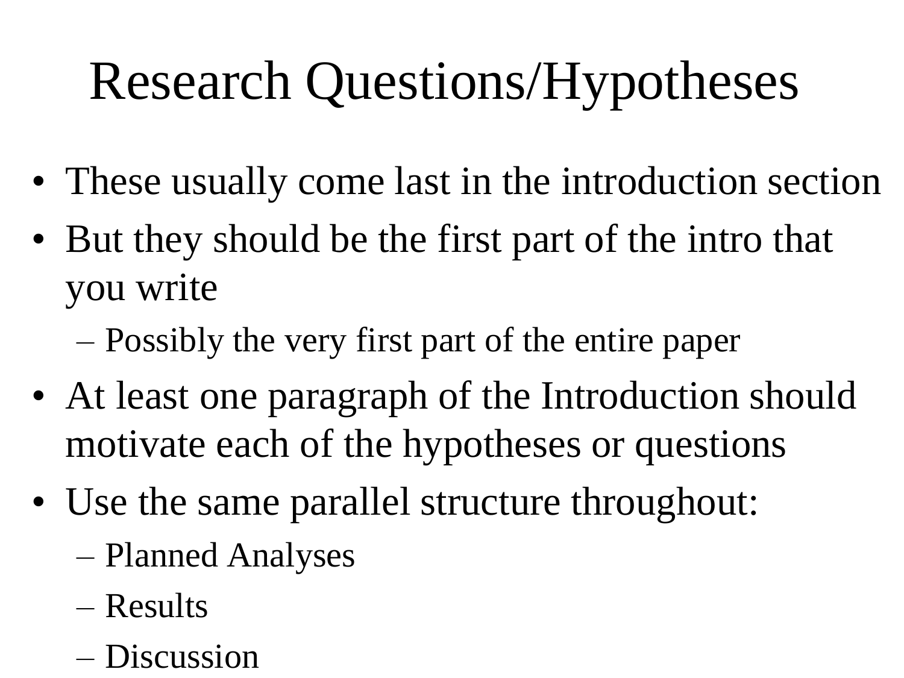# Research Questions/Hypotheses

- These usually come last in the introduction section
- But they should be the first part of the intro that you write
  - Possibly the very first part of the entire paper
- At least one paragraph of the Introduction should motivate each of the hypotheses or questions
- Use the same parallel structure throughout:
  - Planned Analyses
  - Results
  - Discussion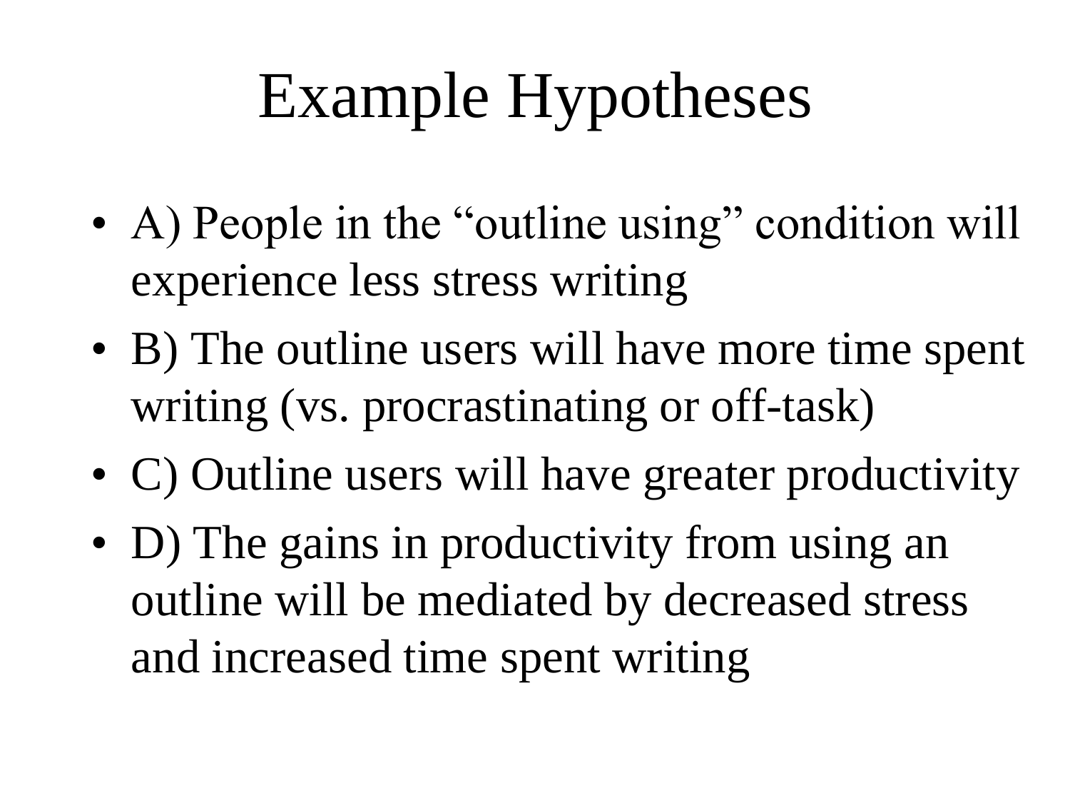# Example Hypotheses

- A) People in the "outline using" condition will experience less stress writing
- B) The outline users will have more time spent writing (vs. procrastinating or off-task)
- C) Outline users will have greater productivity
- D) The gains in productivity from using an outline will be mediated by decreased stress and increased time spent writing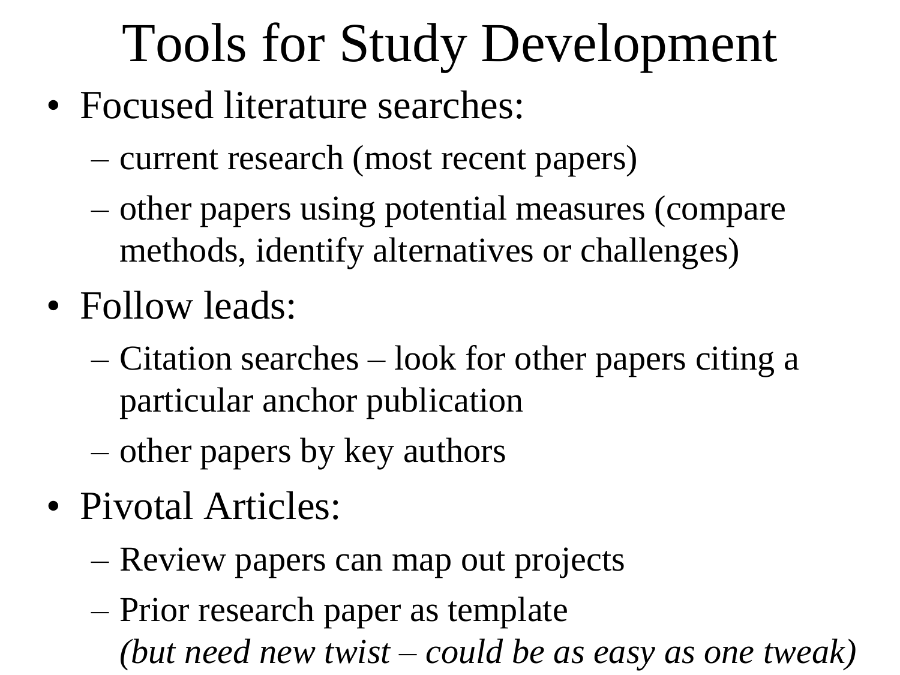# Tools for Study Development

- Focused literature searches:
  - current research (most recent papers)
  - other papers using potential measures (compare methods, identify alternatives or challenges)
- Follow leads:
  - Citation searches – look for other papers citing a particular anchor publication
  - other papers by key authors
- Pivotal Articles:
  - Review papers can map out projects
  - Prior research paper as template
    *(but need new twist – could be as easy as one tweak)*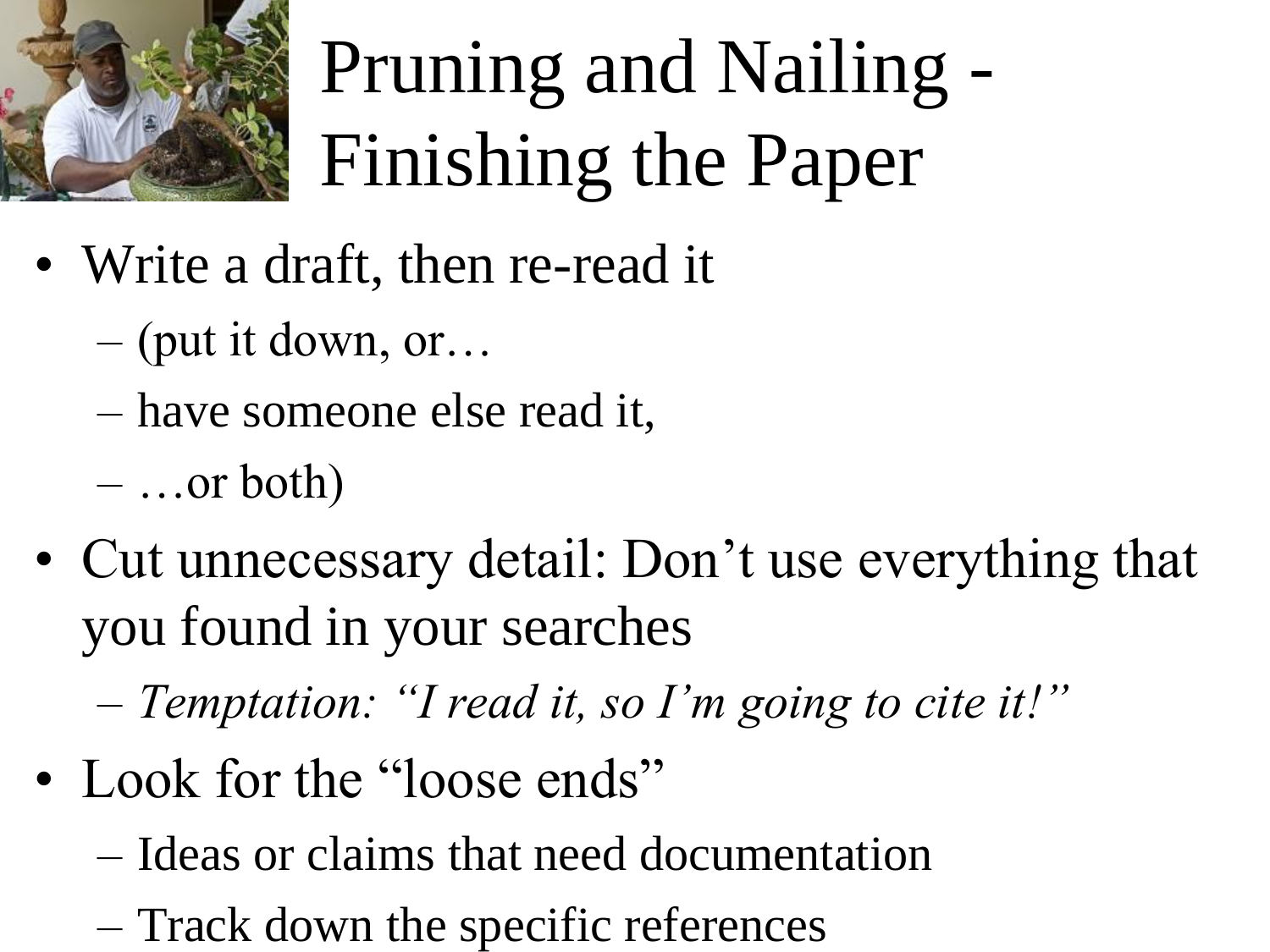# Pruning and Nailing - Finishing the Paper

- Write a draft, then re-read it
  - (put it down, or…
  - have someone else read it,
  - …or both)
- Cut unnecessary detail: Don't use everything that you found in your searches
  - *Temptation: "I read it, so I'm going to cite it!"*
- Look for the "loose ends"
  - Ideas or claims that need documentation
  - Track down the specific references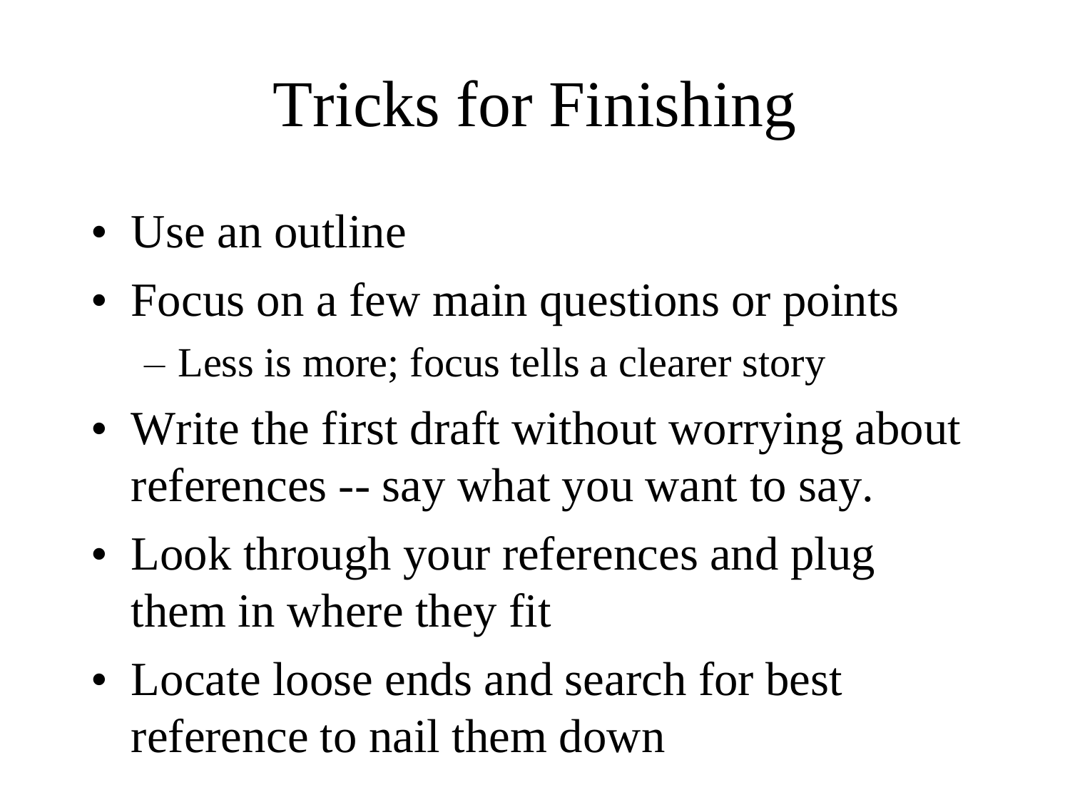# Tricks for Finishing

- Use an outline
- Focus on a few main questions or points
  - Less is more; focus tells a clearer story
- Write the first draft without worrying about references -- say what you want to say.
- Look through your references and plug them in where they fit
- Locate loose ends and search for best reference to nail them down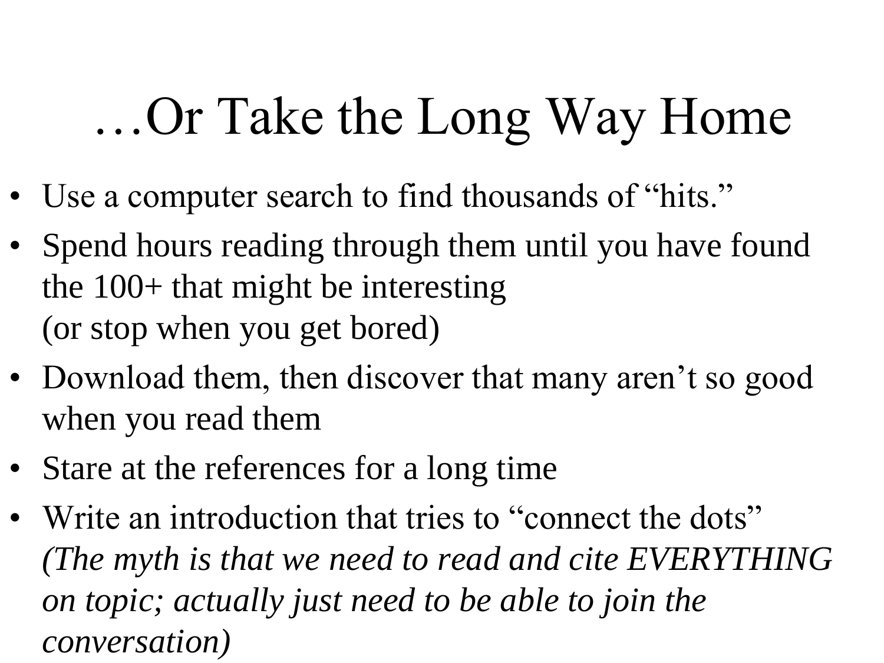# …Or Take the Long Way Home

- Use a computer search to find thousands of "hits."
- Spend hours reading through them until you have found the 100+ that might be interesting
  (or stop when you get bored)
- Download them, then discover that many aren't so good when you read them
- Stare at the references for a long time
- Write an introduction that tries to "connect the dots"
  *(The myth is that we need to read and cite EVERYTHING on topic; actually just need to be able to join the conversation)*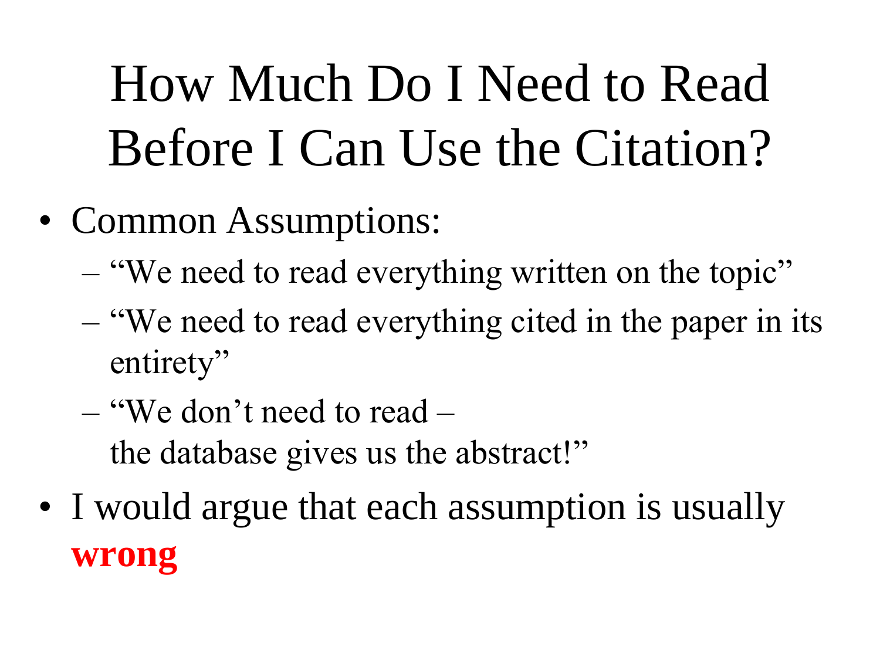# How Much Do I Need to Read Before I Can Use the Citation?

- Common Assumptions:
  - "We need to read everything written on the topic"
  - "We need to read everything cited in the paper in its entirety"
  - "We don't need to read – the database gives us the abstract!"
- I would argue that each assumption is usually **wrong**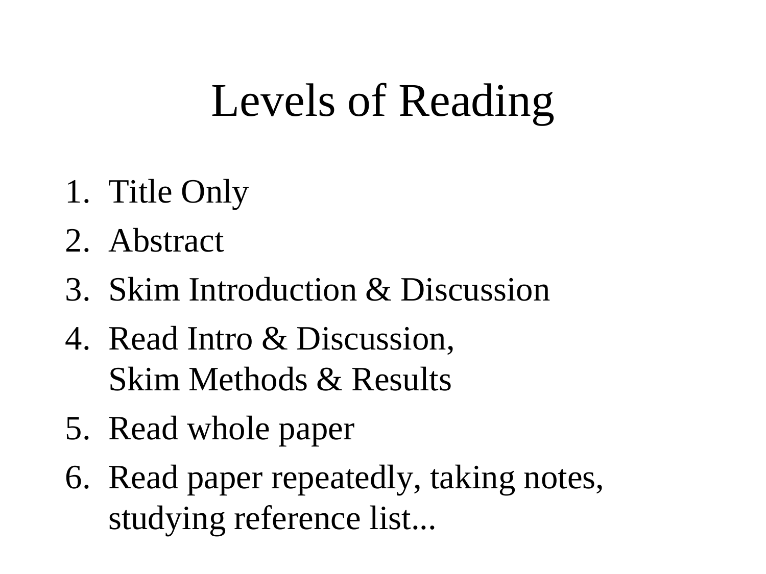# Levels of Reading

1. Title Only
2. Abstract
3. Skim Introduction & Discussion
4. Read Intro & Discussion,
   Skim Methods & Results
5. Read whole paper
6. Read paper repeatedly, taking notes,
   studying reference list...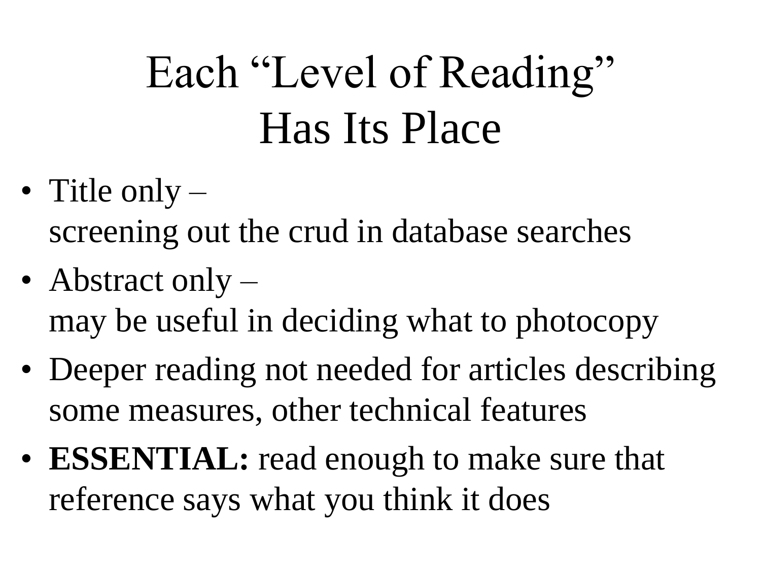# Each "Level of Reading" Has Its Place

- Title only –
  screening out the crud in database searches
- Abstract only –
  may be useful in deciding what to photocopy
- Deeper reading not needed for articles describing some measures, other technical features
- **ESSENTIAL:** read enough to make sure that reference says what you think it does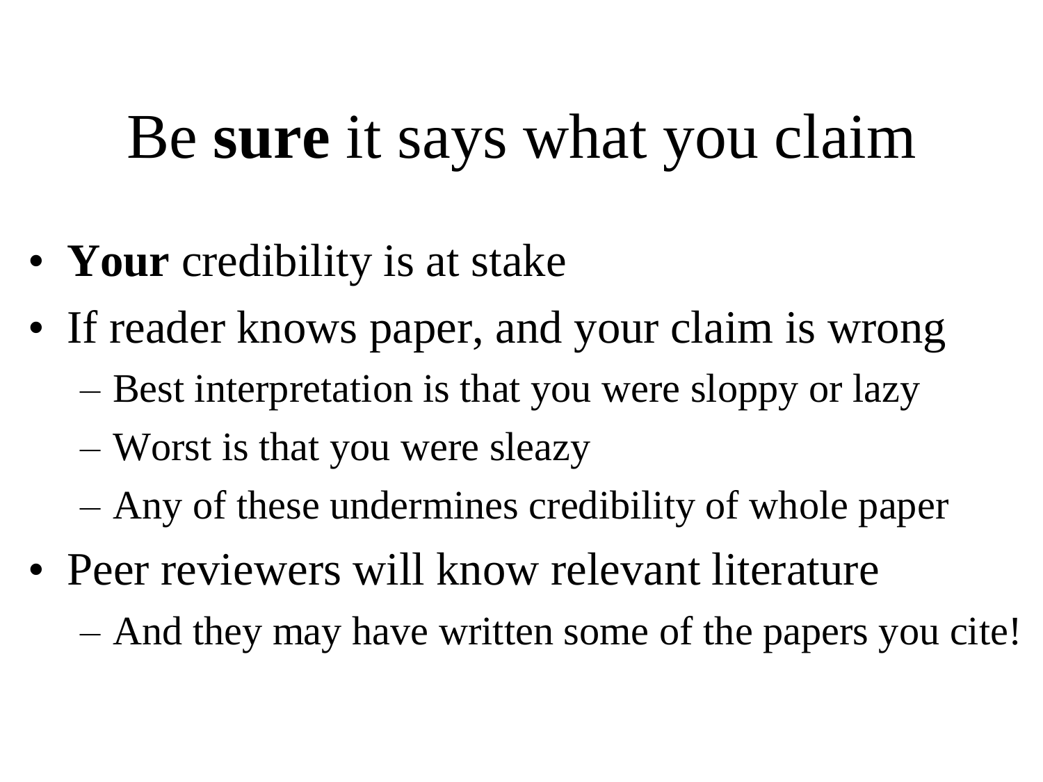# Be **sure** it says what you claim

- **Your** credibility is at stake
- If reader knows paper, and your claim is wrong
  - Best interpretation is that you were sloppy or lazy
  - Worst is that you were sleazy
  - Any of these undermines credibility of whole paper
- Peer reviewers will know relevant literature
  - And they may have written some of the papers you cite!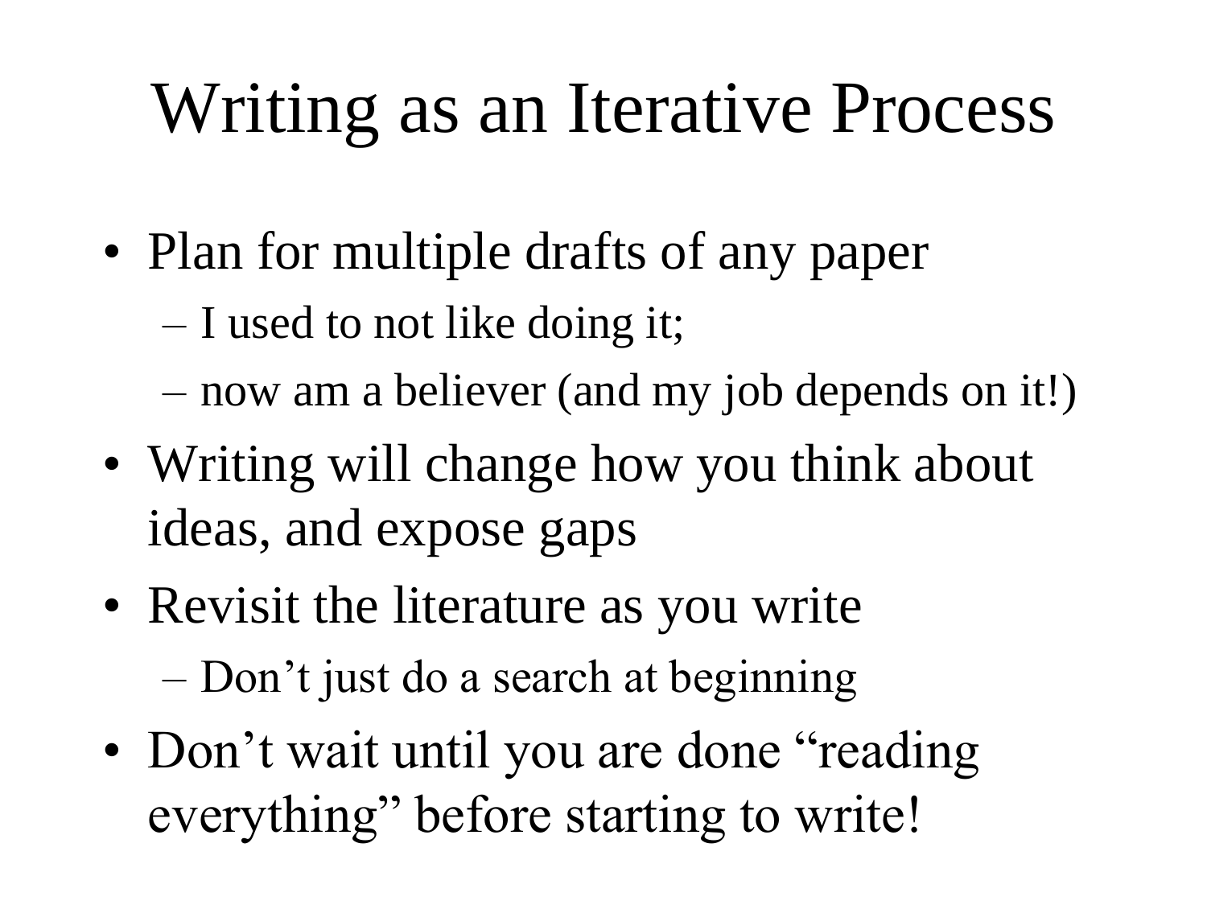# Writing as an Iterative Process

- Plan for multiple drafts of any paper
  - I used to not like doing it;
  - now am a believer (and my job depends on it!)
- Writing will change how you think about ideas, and expose gaps
- Revisit the literature as you write
  - Don't just do a search at beginning
- Don't wait until you are done "reading everything" before starting to write!